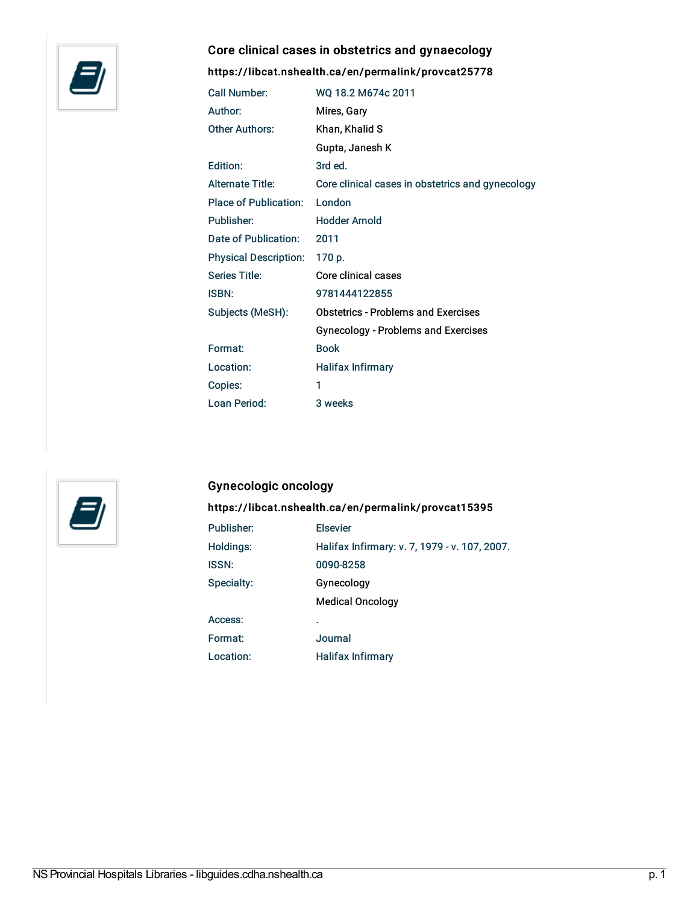## Core clinical cases in obstetrics and gynaecology

**https://libcat.nshealth.ca/en/permalink/provcat25778**

| | |
|---|---|
| Call Number: | WQ 18.2 M674c 2011 |
| Author: | Mires, Gary |
| Other Authors: | Khan, Khalid S |
| | Gupta, Janesh K |
| Edition: | 3rd ed. |
| Alternate Title: | Core clinical cases in obstetrics and gynecology |
| Place of Publication: | London |
| Publisher: | Hodder Arnold |
| Date of Publication: | 2011 |
| Physical Description: | 170 p. |
| Series Title: | Core clinical cases |
| ISBN: | 9781444122855 |
| Subjects (MeSH): | Obstetrics - Problems and Exercises |
| | Gynecology - Problems and Exercises |
| Format: | Book |
| Location: | Halifax Infirmary |
| Copies: | 1 |
| Loan Period: | 3 weeks |

## Gynecologic oncology

**https://libcat.nshealth.ca/en/permalink/provcat15395**

| | |
|---|---|
| Publisher: | Elsevier |
| Holdings: | Halifax Infirmary: v. 7, 1979 - v. 107, 2007. |
| ISSN: | 0090-8258 |
| Specialty: | Gynecology |
| | Medical Oncology |
| Access: | . |
| Format: | Journal |
| Location: | Halifax Infirmary |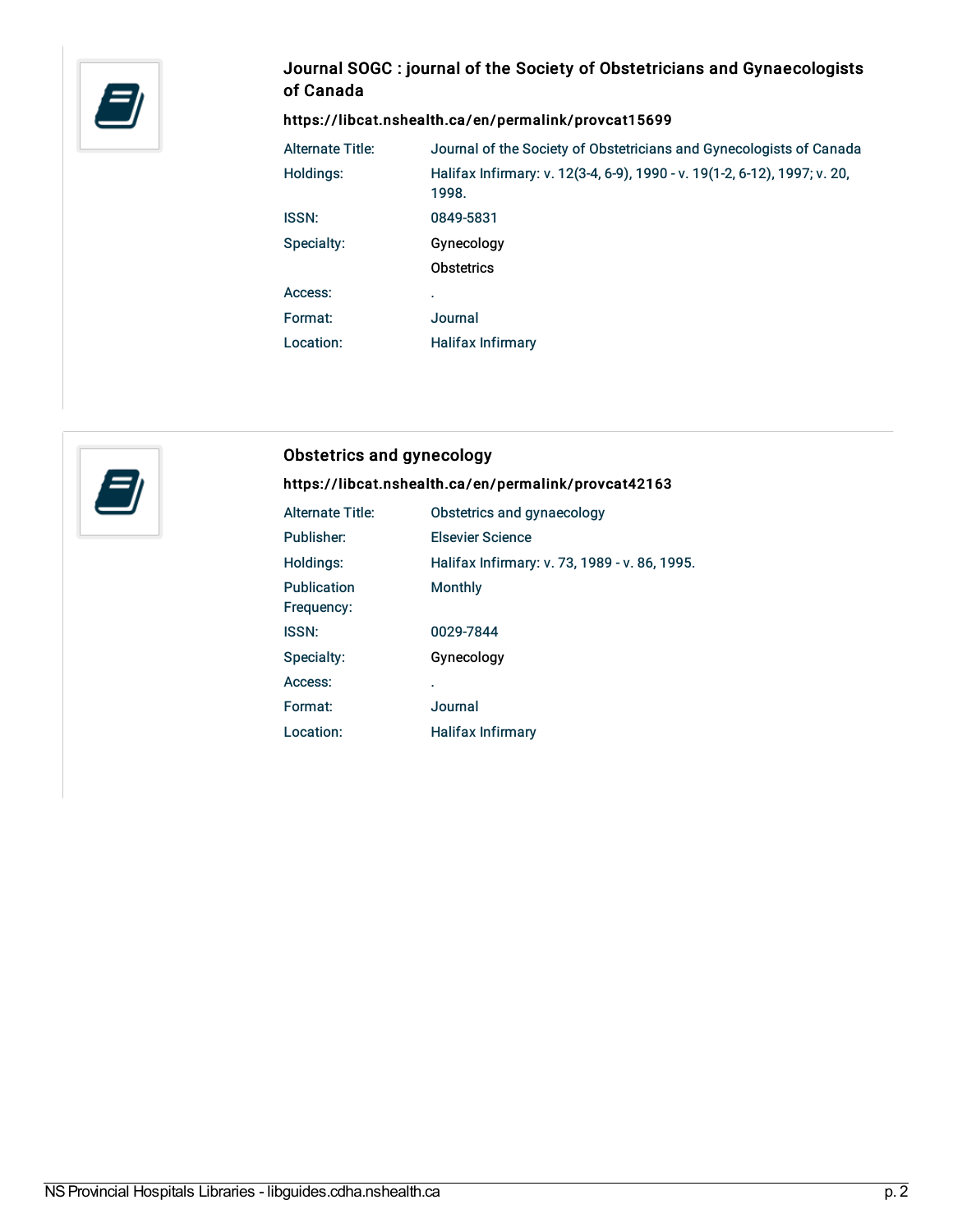### Journal SOGC : journal of the Society of Obstetricians and Gynaecologists of Canada

**https://libcat.nshealth.ca/en/permalink/provcat15699**

| | |
|---|---|
| Alternate Title: | Journal of the Society of Obstetricians and Gynecologists of Canada |
| Holdings: | Halifax Infirmary: v. 12(3-4, 6-9), 1990 - v. 19(1-2, 6-12), 1997; v. 20, 1998. |
| ISSN: | 0849-5831 |
| Specialty: | Gynecology |
| | Obstetrics |
| Access: | . |
| Format: | Journal |
| Location: | Halifax Infirmary |

### Obstetrics and gynecology

**https://libcat.nshealth.ca/en/permalink/provcat42163**

| | |
|---|---|
| Alternate Title: | Obstetrics and gynaecology |
| Publisher: | Elsevier Science |
| Holdings: | Halifax Infirmary: v. 73, 1989 - v. 86, 1995. |
| Publication Frequency: | Monthly |
| ISSN: | 0029-7844 |
| Specialty: | Gynecology |
| Access: | . |
| Format: | Journal |
| Location: | Halifax Infirmary |